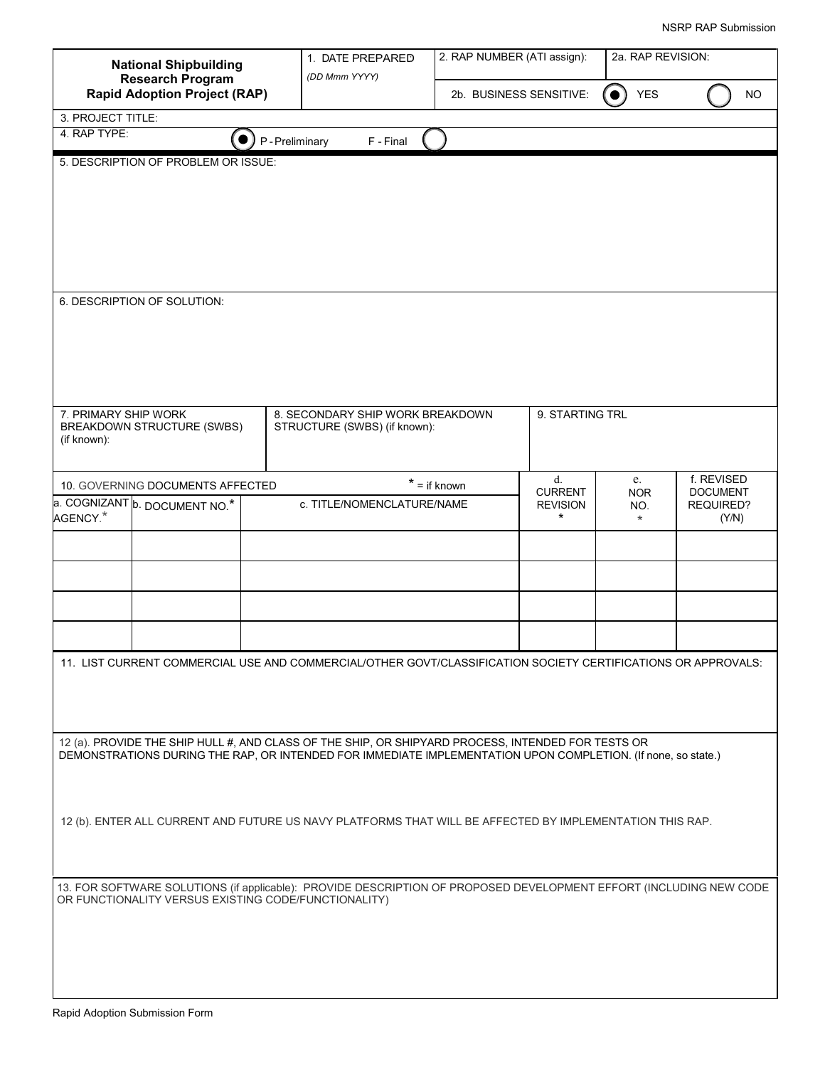NSRP RAP Submission

| **National Shipbuilding Research Program Rapid Adoption Project (RAP)** | 1. DATE PREPARED *(DD Mmm YYYY)* | 2. RAP NUMBER (ATI assign): | 2a. RAP REVISION: |
|---|---|---|---|
| | | 2b. BUSINESS SENSITIVE: ● YES ○ NO | |

3. PROJECT TITLE:

4. RAP TYPE: ● P - Preliminary F - Final ○

5. DESCRIPTION OF PROBLEM OR ISSUE:

6. DESCRIPTION OF SOLUTION:

| 7. PRIMARY SHIP WORK BREAKDOWN STRUCTURE (SWBS) (if known): | 8. SECONDARY SHIP WORK BREAKDOWN STRUCTURE (SWBS) (if known): | 9. STARTING TRL |
|---|---|---|
| | | |

10. GOVERNING DOCUMENTS AFFECTED * = if known

| a. COGNIZANT AGENCY.* | b. DOCUMENT NO.* | c. TITLE/NOMENCLATURE/NAME | d. CURRENT REVISION * | e. NOR NO. * | f. REVISED DOCUMENT REQUIRED? (Y/N) |
|---|---|---|---|---|---|
| | | | | | |
| | | | | | |
| | | | | | |
| | | | | | |

11. LIST CURRENT COMMERCIAL USE AND COMMERCIAL/OTHER GOVT/CLASSIFICATION SOCIETY CERTIFICATIONS OR APPROVALS:

12 (a). PROVIDE THE SHIP HULL #, AND CLASS OF THE SHIP, OR SHIPYARD PROCESS, INTENDED FOR TESTS OR DEMONSTRATIONS DURING THE RAP, OR INTENDED FOR IMMEDIATE IMPLEMENTATION UPON COMPLETION. (If none, so state.)

12 (b). ENTER ALL CURRENT AND FUTURE US NAVY PLATFORMS THAT WILL BE AFFECTED BY IMPLEMENTATION THIS RAP.

13. FOR SOFTWARE SOLUTIONS (if applicable): PROVIDE DESCRIPTION OF PROPOSED DEVELOPMENT EFFORT (INCLUDING NEW CODE OR FUNCTIONALITY VERSUS EXISTING CODE/FUNCTIONALITY)

Rapid Adoption Submission Form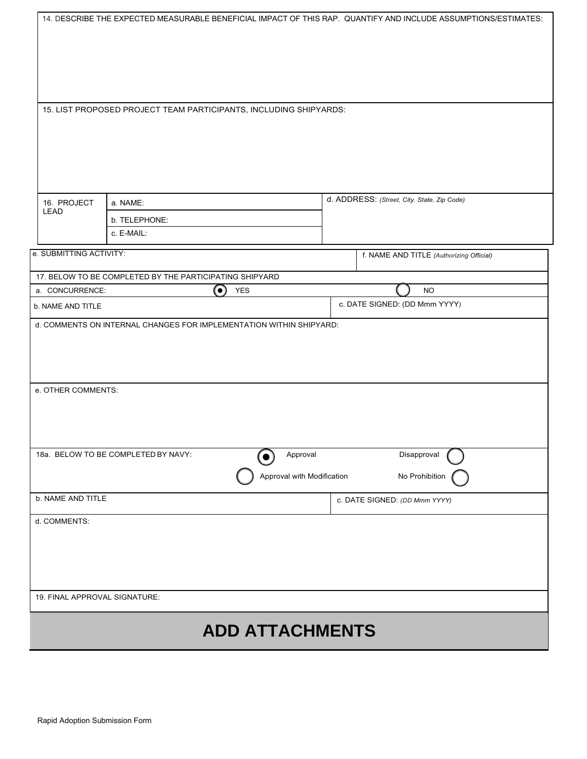14. DESCRIBE THE EXPECTED MEASURABLE BENEFICIAL IMPACT OF THIS RAP. QUANTIFY AND INCLUDE ASSUMPTIONS/ESTIMATES:

15. LIST PROPOSED PROJECT TEAM PARTICIPANTS, INCLUDING SHIPYARDS:

| | | |
|---|---|---|
| 16. PROJECT LEAD | a. NAME: | d. ADDRESS: *(Street, City, State, Zip Code)* |
| | b. TELEPHONE: | |
| | c. E-MAIL: | |

| | |
|---|---|
| e. SUBMITTING ACTIVITY: | f. NAME AND TITLE *(Authorizing Official)* |

17. BELOW TO BE COMPLETED BY THE PARTICIPATING SHIPYARD

a. CONCURRENCE: (●) YES ( ) NO

| | |
|---|---|
| b. NAME AND TITLE | c. DATE SIGNED: (DD Mmm YYYY) |

d. COMMENTS ON INTERNAL CHANGES FOR IMPLEMENTATION WITHIN SHIPYARD:

e. OTHER COMMENTS:

18a. BELOW TO BE COMPLETED BY NAVY: (●) Approval ( ) Disapproval ( ) Approval with Modification ( ) No Prohibition

| | |
|---|---|
| b. NAME AND TITLE | c. DATE SIGNED: *(DD Mmm YYYY)* |

d. COMMENTS:

19. FINAL APPROVAL SIGNATURE:

## ADD ATTACHMENTS

Rapid Adoption Submission Form